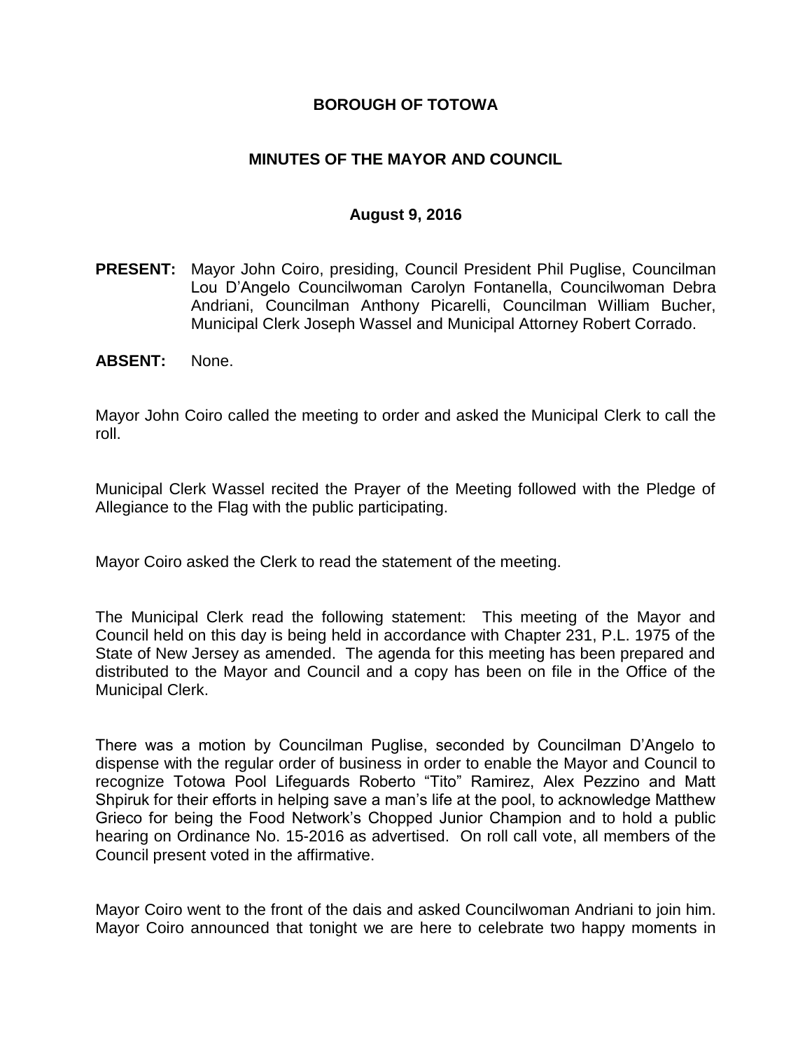# BOROUGH OF TOTOWA

## MINUTES OF THE MAYOR AND COUNCIL

### August 9, 2016

**PRESENT:** Mayor John Coiro, presiding, Council President Phil Puglise, Councilman Lou D'Angelo Councilwoman Carolyn Fontanella, Councilwoman Debra Andriani, Councilman Anthony Picarelli, Councilman William Bucher, Municipal Clerk Joseph Wassel and Municipal Attorney Robert Corrado.

**ABSENT:** None.

Mayor John Coiro called the meeting to order and asked the Municipal Clerk to call the roll.

Municipal Clerk Wassel recited the Prayer of the Meeting followed with the Pledge of Allegiance to the Flag with the public participating.

Mayor Coiro asked the Clerk to read the statement of the meeting.

The Municipal Clerk read the following statement: This meeting of the Mayor and Council held on this day is being held in accordance with Chapter 231, P.L. 1975 of the State of New Jersey as amended. The agenda for this meeting has been prepared and distributed to the Mayor and Council and a copy has been on file in the Office of the Municipal Clerk.

There was a motion by Councilman Puglise, seconded by Councilman D'Angelo to dispense with the regular order of business in order to enable the Mayor and Council to recognize Totowa Pool Lifeguards Roberto "Tito" Ramirez, Alex Pezzino and Matt Shpiruk for their efforts in helping save a man's life at the pool, to acknowledge Matthew Grieco for being the Food Network's Chopped Junior Champion and to hold a public hearing on Ordinance No. 15-2016 as advertised. On roll call vote, all members of the Council present voted in the affirmative.

Mayor Coiro went to the front of the dais and asked Councilwoman Andriani to join him. Mayor Coiro announced that tonight we are here to celebrate two happy moments in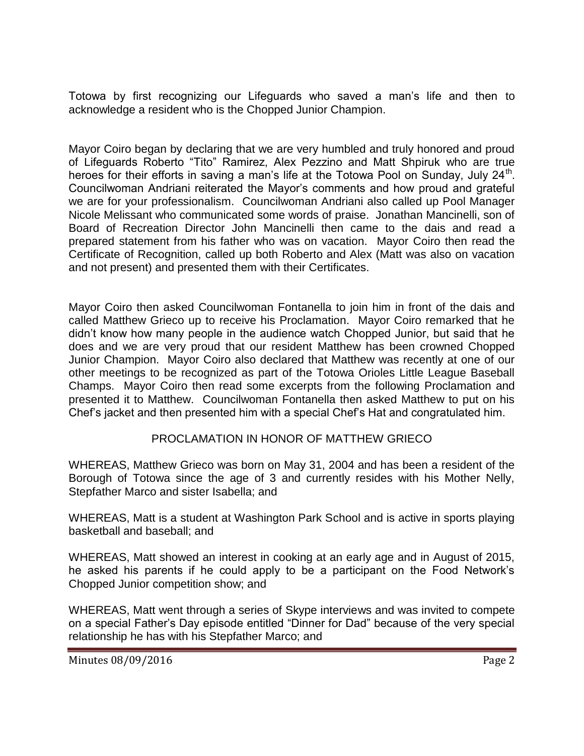Totowa by first recognizing our Lifeguards who saved a man's life and then to acknowledge a resident who is the Chopped Junior Champion.

Mayor Coiro began by declaring that we are very humbled and truly honored and proud of Lifeguards Roberto "Tito" Ramirez, Alex Pezzino and Matt Shpiruk who are true heroes for their efforts in saving a man's life at the Totowa Pool on Sunday, July 24th. Councilwoman Andriani reiterated the Mayor's comments and how proud and grateful we are for your professionalism. Councilwoman Andriani also called up Pool Manager Nicole Melissant who communicated some words of praise. Jonathan Mancinelli, son of Board of Recreation Director John Mancinelli then came to the dais and read a prepared statement from his father who was on vacation. Mayor Coiro then read the Certificate of Recognition, called up both Roberto and Alex (Matt was also on vacation and not present) and presented them with their Certificates.

Mayor Coiro then asked Councilwoman Fontanella to join him in front of the dais and called Matthew Grieco up to receive his Proclamation. Mayor Coiro remarked that he didn't know how many people in the audience watch Chopped Junior, but said that he does and we are very proud that our resident Matthew has been crowned Chopped Junior Champion. Mayor Coiro also declared that Matthew was recently at one of our other meetings to be recognized as part of the Totowa Orioles Little League Baseball Champs. Mayor Coiro then read some excerpts from the following Proclamation and presented it to Matthew. Councilwoman Fontanella then asked Matthew to put on his Chef's jacket and then presented him with a special Chef's Hat and congratulated him.

PROCLAMATION IN HONOR OF MATTHEW GRIECO

WHEREAS, Matthew Grieco was born on May 31, 2004 and has been a resident of the Borough of Totowa since the age of 3 and currently resides with his Mother Nelly, Stepfather Marco and sister Isabella; and

WHEREAS, Matt is a student at Washington Park School and is active in sports playing basketball and baseball; and

WHEREAS, Matt showed an interest in cooking at an early age and in August of 2015, he asked his parents if he could apply to be a participant on the Food Network's Chopped Junior competition show; and

WHEREAS, Matt went through a series of Skype interviews and was invited to compete on a special Father's Day episode entitled "Dinner for Dad" because of the very special relationship he has with his Stepfather Marco; and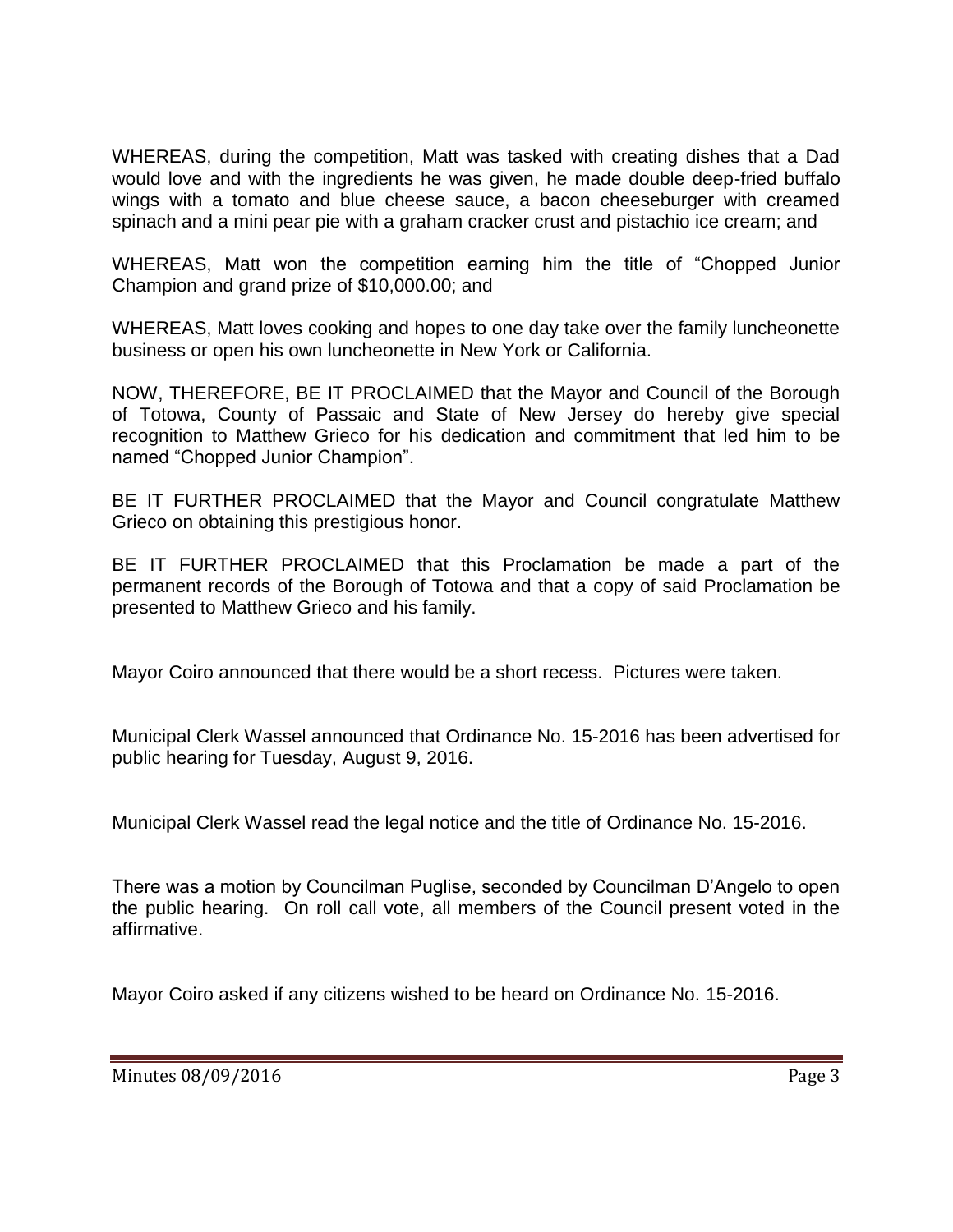WHEREAS, during the competition, Matt was tasked with creating dishes that a Dad would love and with the ingredients he was given, he made double deep-fried buffalo wings with a tomato and blue cheese sauce, a bacon cheeseburger with creamed spinach and a mini pear pie with a graham cracker crust and pistachio ice cream; and

WHEREAS, Matt won the competition earning him the title of "Chopped Junior Champion and grand prize of $10,000.00; and

WHEREAS, Matt loves cooking and hopes to one day take over the family luncheonette business or open his own luncheonette in New York or California.

NOW, THEREFORE, BE IT PROCLAIMED that the Mayor and Council of the Borough of Totowa, County of Passaic and State of New Jersey do hereby give special recognition to Matthew Grieco for his dedication and commitment that led him to be named "Chopped Junior Champion".

BE IT FURTHER PROCLAIMED that the Mayor and Council congratulate Matthew Grieco on obtaining this prestigious honor.

BE IT FURTHER PROCLAIMED that this Proclamation be made a part of the permanent records of the Borough of Totowa and that a copy of said Proclamation be presented to Matthew Grieco and his family.

Mayor Coiro announced that there would be a short recess. Pictures were taken.

Municipal Clerk Wassel announced that Ordinance No. 15-2016 has been advertised for public hearing for Tuesday, August 9, 2016.

Municipal Clerk Wassel read the legal notice and the title of Ordinance No. 15-2016.

There was a motion by Councilman Puglise, seconded by Councilman D'Angelo to open the public hearing. On roll call vote, all members of the Council present voted in the affirmative.

Mayor Coiro asked if any citizens wished to be heard on Ordinance No. 15-2016.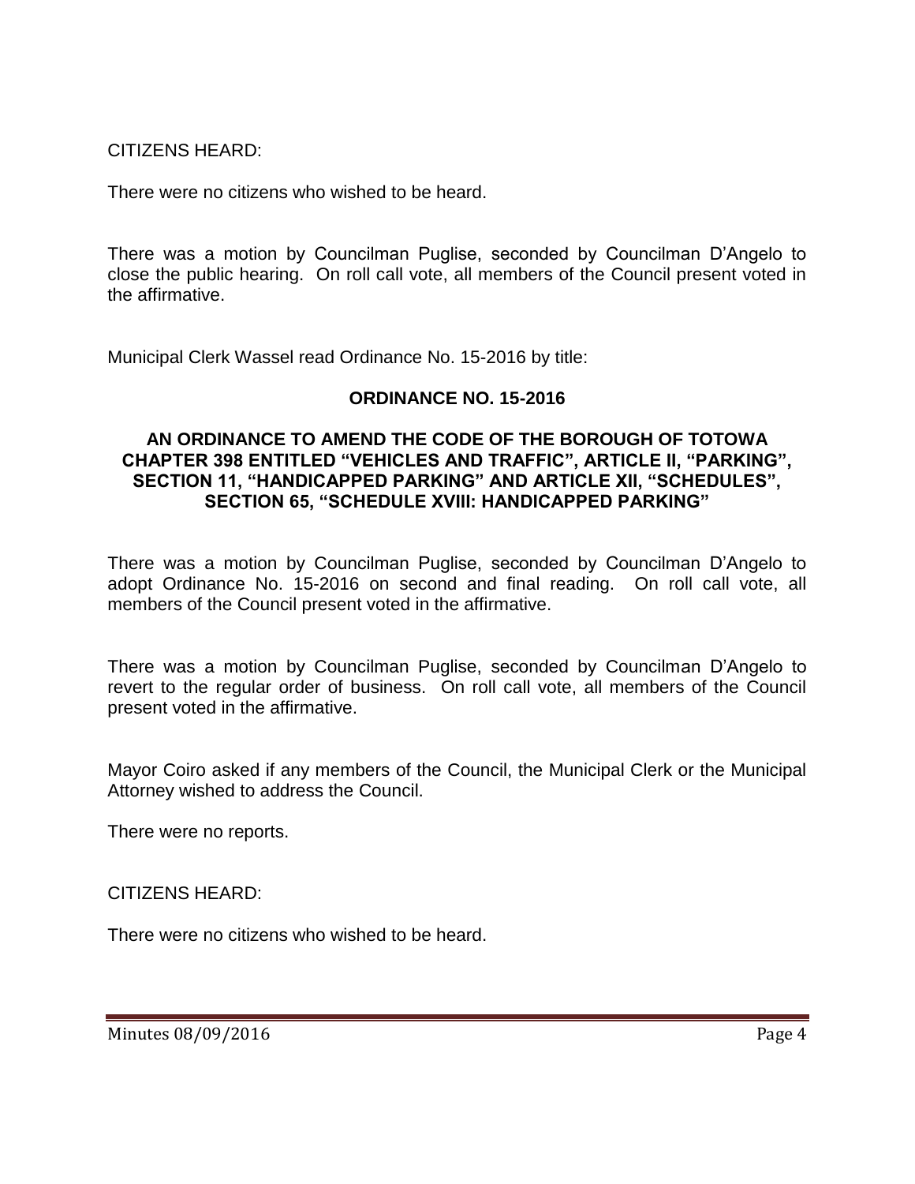CITIZENS HEARD:

There were no citizens who wished to be heard.

There was a motion by Councilman Puglise, seconded by Councilman D'Angelo to close the public hearing. On roll call vote, all members of the Council present voted in the affirmative.

Municipal Clerk Wassel read Ordinance No. 15-2016 by title:

**ORDINANCE NO. 15-2016**

**AN ORDINANCE TO AMEND THE CODE OF THE BOROUGH OF TOTOWA CHAPTER 398 ENTITLED "VEHICLES AND TRAFFIC", ARTICLE II, "PARKING", SECTION 11, "HANDICAPPED PARKING" AND ARTICLE XII, "SCHEDULES", SECTION 65, "SCHEDULE XVIII: HANDICAPPED PARKING"**

There was a motion by Councilman Puglise, seconded by Councilman D'Angelo to adopt Ordinance No. 15-2016 on second and final reading. On roll call vote, all members of the Council present voted in the affirmative.

There was a motion by Councilman Puglise, seconded by Councilman D'Angelo to revert to the regular order of business. On roll call vote, all members of the Council present voted in the affirmative.

Mayor Coiro asked if any members of the Council, the Municipal Clerk or the Municipal Attorney wished to address the Council.

There were no reports.

CITIZENS HEARD:

There were no citizens who wished to be heard.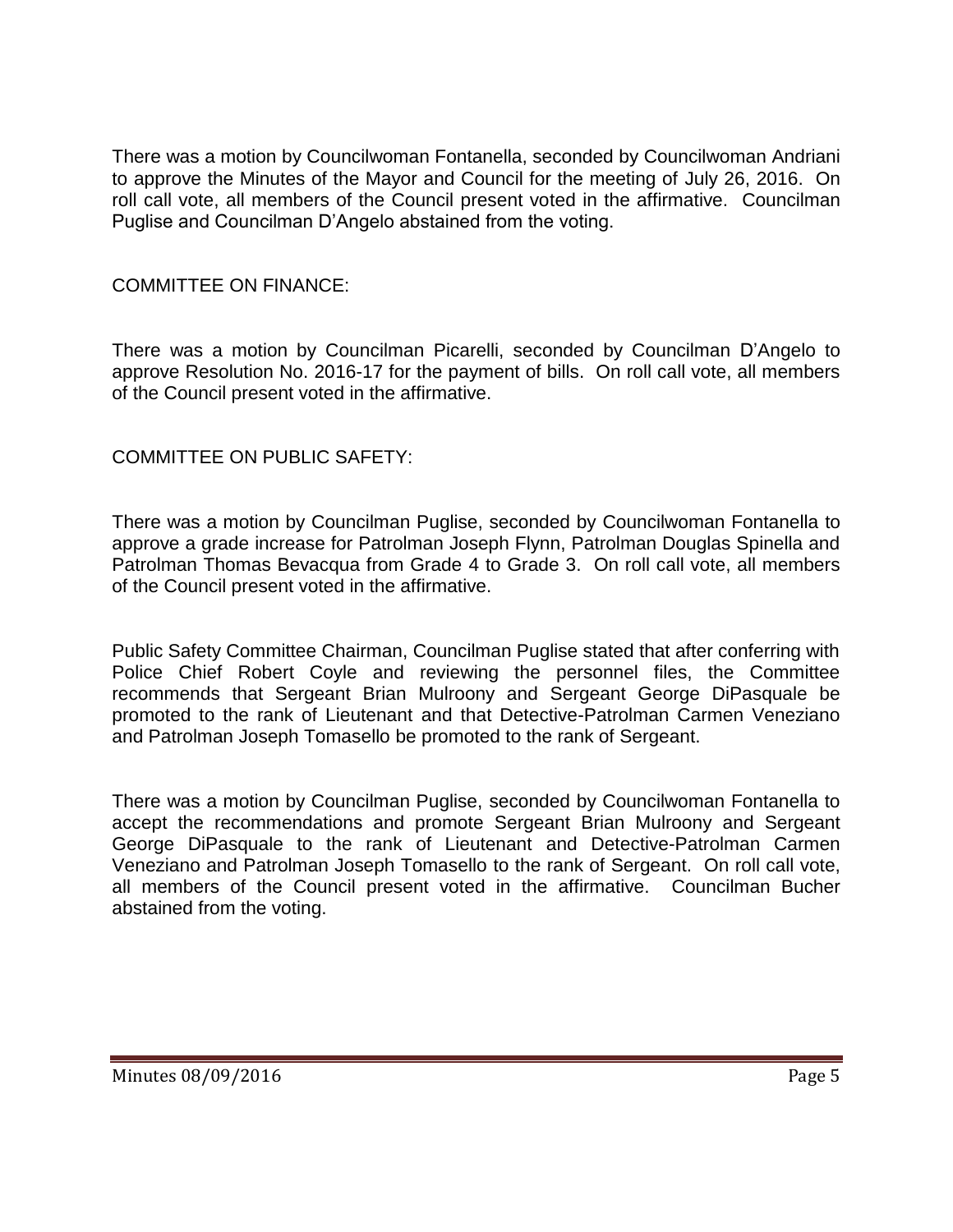There was a motion by Councilwoman Fontanella, seconded by Councilwoman Andriani to approve the Minutes of the Mayor and Council for the meeting of July 26, 2016. On roll call vote, all members of the Council present voted in the affirmative. Councilman Puglise and Councilman D'Angelo abstained from the voting.

COMMITTEE ON FINANCE:

There was a motion by Councilman Picarelli, seconded by Councilman D'Angelo to approve Resolution No. 2016-17 for the payment of bills. On roll call vote, all members of the Council present voted in the affirmative.

COMMITTEE ON PUBLIC SAFETY:

There was a motion by Councilman Puglise, seconded by Councilwoman Fontanella to approve a grade increase for Patrolman Joseph Flynn, Patrolman Douglas Spinella and Patrolman Thomas Bevacqua from Grade 4 to Grade 3. On roll call vote, all members of the Council present voted in the affirmative.

Public Safety Committee Chairman, Councilman Puglise stated that after conferring with Police Chief Robert Coyle and reviewing the personnel files, the Committee recommends that Sergeant Brian Mulroony and Sergeant George DiPasquale be promoted to the rank of Lieutenant and that Detective-Patrolman Carmen Veneziano and Patrolman Joseph Tomasello be promoted to the rank of Sergeant.

There was a motion by Councilman Puglise, seconded by Councilwoman Fontanella to accept the recommendations and promote Sergeant Brian Mulroony and Sergeant George DiPasquale to the rank of Lieutenant and Detective-Patrolman Carmen Veneziano and Patrolman Joseph Tomasello to the rank of Sergeant. On roll call vote, all members of the Council present voted in the affirmative. Councilman Bucher abstained from the voting.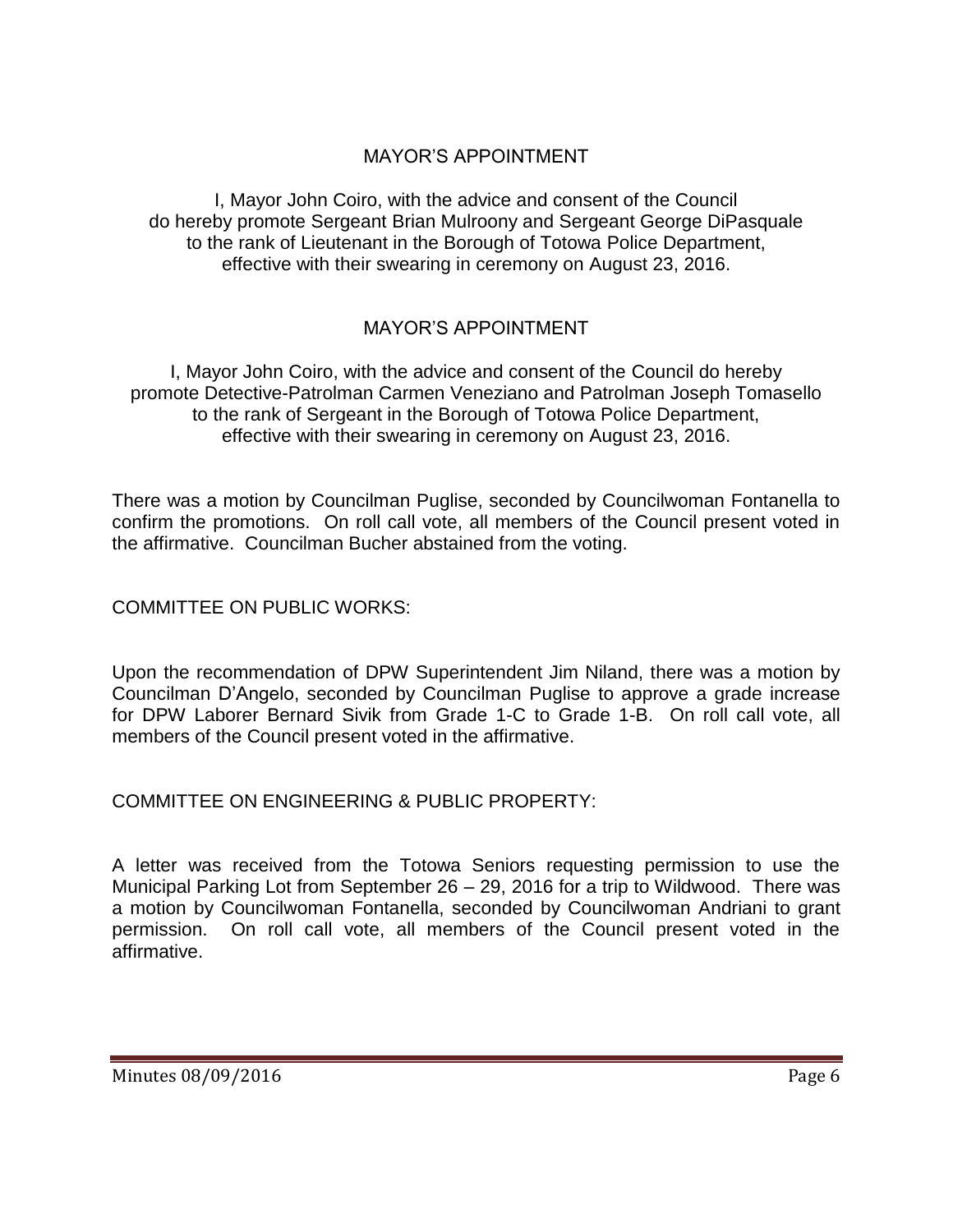## MAYOR'S APPOINTMENT

I, Mayor John Coiro, with the advice and consent of the Council do hereby promote Sergeant Brian Mulroony and Sergeant George DiPasquale to the rank of Lieutenant in the Borough of Totowa Police Department, effective with their swearing in ceremony on August 23, 2016.

## MAYOR'S APPOINTMENT

I, Mayor John Coiro, with the advice and consent of the Council do hereby promote Detective-Patrolman Carmen Veneziano and Patrolman Joseph Tomasello to the rank of Sergeant in the Borough of Totowa Police Department, effective with their swearing in ceremony on August 23, 2016.

There was a motion by Councilman Puglise, seconded by Councilwoman Fontanella to confirm the promotions. On roll call vote, all members of the Council present voted in the affirmative. Councilman Bucher abstained from the voting.

COMMITTEE ON PUBLIC WORKS:

Upon the recommendation of DPW Superintendent Jim Niland, there was a motion by Councilman D'Angelo, seconded by Councilman Puglise to approve a grade increase for DPW Laborer Bernard Sivik from Grade 1-C to Grade 1-B. On roll call vote, all members of the Council present voted in the affirmative.

COMMITTEE ON ENGINEERING & PUBLIC PROPERTY:

A letter was received from the Totowa Seniors requesting permission to use the Municipal Parking Lot from September 26 – 29, 2016 for a trip to Wildwood. There was a motion by Councilwoman Fontanella, seconded by Councilwoman Andriani to grant permission. On roll call vote, all members of the Council present voted in the affirmative.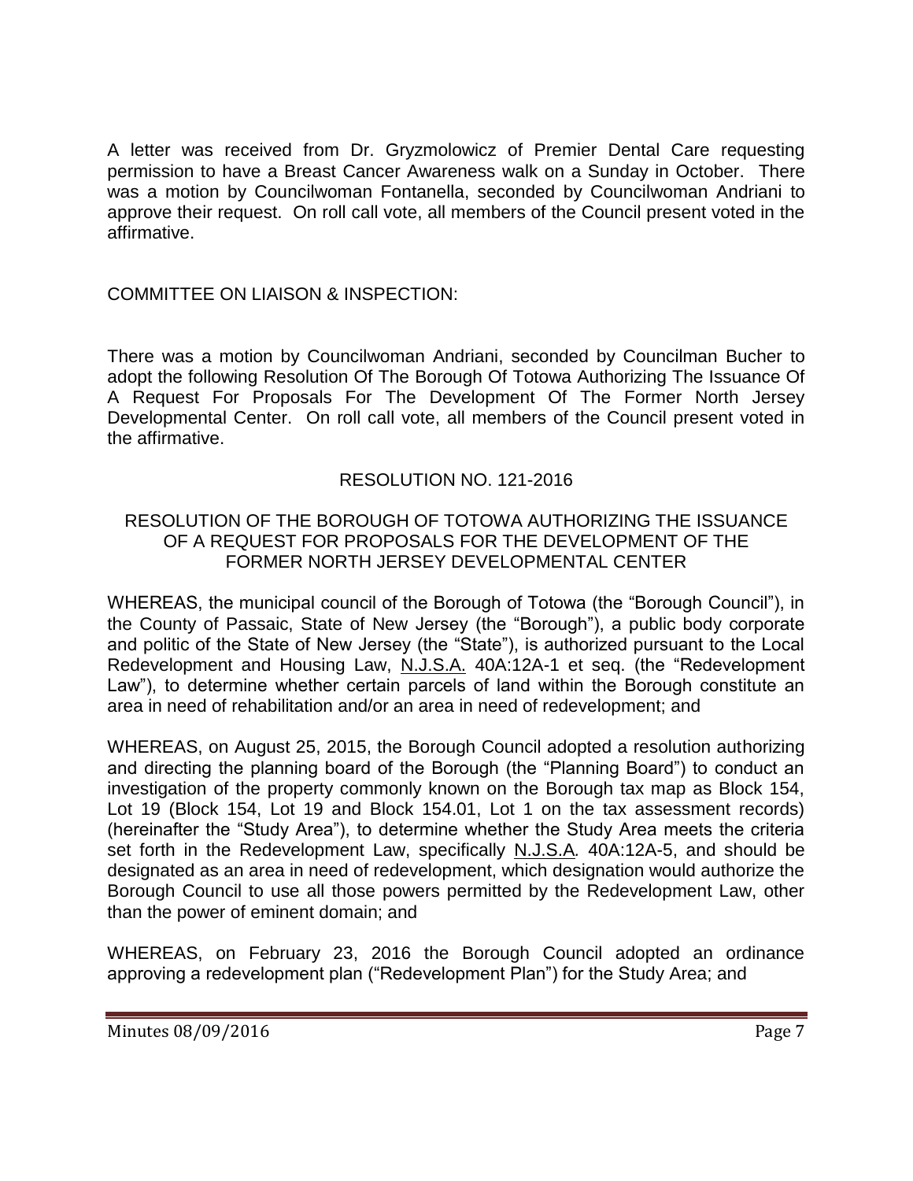A letter was received from Dr. Gryzmolowicz of Premier Dental Care requesting permission to have a Breast Cancer Awareness walk on a Sunday in October. There was a motion by Councilwoman Fontanella, seconded by Councilwoman Andriani to approve their request. On roll call vote, all members of the Council present voted in the affirmative.

COMMITTEE ON LIAISON & INSPECTION:

There was a motion by Councilwoman Andriani, seconded by Councilman Bucher to adopt the following Resolution Of The Borough Of Totowa Authorizing The Issuance Of A Request For Proposals For The Development Of The Former North Jersey Developmental Center. On roll call vote, all members of the Council present voted in the affirmative.

RESOLUTION NO. 121-2016

RESOLUTION OF THE BOROUGH OF TOTOWA AUTHORIZING THE ISSUANCE OF A REQUEST FOR PROPOSALS FOR THE DEVELOPMENT OF THE FORMER NORTH JERSEY DEVELOPMENTAL CENTER

WHEREAS, the municipal council of the Borough of Totowa (the "Borough Council"), in the County of Passaic, State of New Jersey (the "Borough"), a public body corporate and politic of the State of New Jersey (the "State"), is authorized pursuant to the Local Redevelopment and Housing Law, N.J.S.A. 40A:12A-1 et seq. (the "Redevelopment Law"), to determine whether certain parcels of land within the Borough constitute an area in need of rehabilitation and/or an area in need of redevelopment; and

WHEREAS, on August 25, 2015, the Borough Council adopted a resolution authorizing and directing the planning board of the Borough (the "Planning Board") to conduct an investigation of the property commonly known on the Borough tax map as Block 154, Lot 19 (Block 154, Lot 19 and Block 154.01, Lot 1 on the tax assessment records) (hereinafter the "Study Area"), to determine whether the Study Area meets the criteria set forth in the Redevelopment Law, specifically N.J.S.A. 40A:12A-5, and should be designated as an area in need of redevelopment, which designation would authorize the Borough Council to use all those powers permitted by the Redevelopment Law, other than the power of eminent domain; and

WHEREAS, on February 23, 2016 the Borough Council adopted an ordinance approving a redevelopment plan ("Redevelopment Plan") for the Study Area; and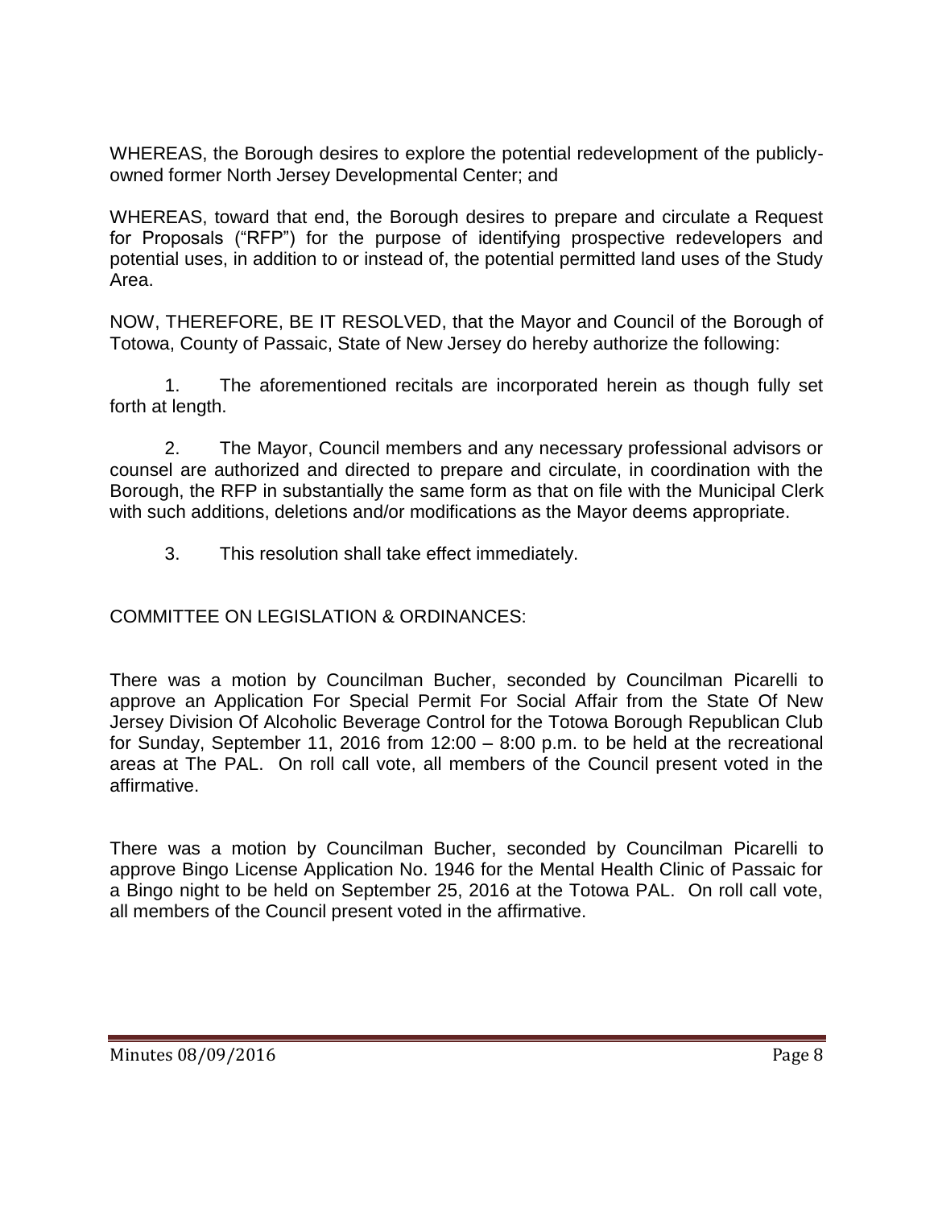WHEREAS, the Borough desires to explore the potential redevelopment of the publicly-owned former North Jersey Developmental Center; and

WHEREAS, toward that end, the Borough desires to prepare and circulate a Request for Proposals ("RFP") for the purpose of identifying prospective redevelopers and potential uses, in addition to or instead of, the potential permitted land uses of the Study Area.

NOW, THEREFORE, BE IT RESOLVED, that the Mayor and Council of the Borough of Totowa, County of Passaic, State of New Jersey do hereby authorize the following:

1. The aforementioned recitals are incorporated herein as though fully set forth at length.

2. The Mayor, Council members and any necessary professional advisors or counsel are authorized and directed to prepare and circulate, in coordination with the Borough, the RFP in substantially the same form as that on file with the Municipal Clerk with such additions, deletions and/or modifications as the Mayor deems appropriate.

3. This resolution shall take effect immediately.

COMMITTEE ON LEGISLATION & ORDINANCES:

There was a motion by Councilman Bucher, seconded by Councilman Picarelli to approve an Application For Special Permit For Social Affair from the State Of New Jersey Division Of Alcoholic Beverage Control for the Totowa Borough Republican Club for Sunday, September 11, 2016 from 12:00 – 8:00 p.m. to be held at the recreational areas at The PAL. On roll call vote, all members of the Council present voted in the affirmative.

There was a motion by Councilman Bucher, seconded by Councilman Picarelli to approve Bingo License Application No. 1946 for the Mental Health Clinic of Passaic for a Bingo night to be held on September 25, 2016 at the Totowa PAL. On roll call vote, all members of the Council present voted in the affirmative.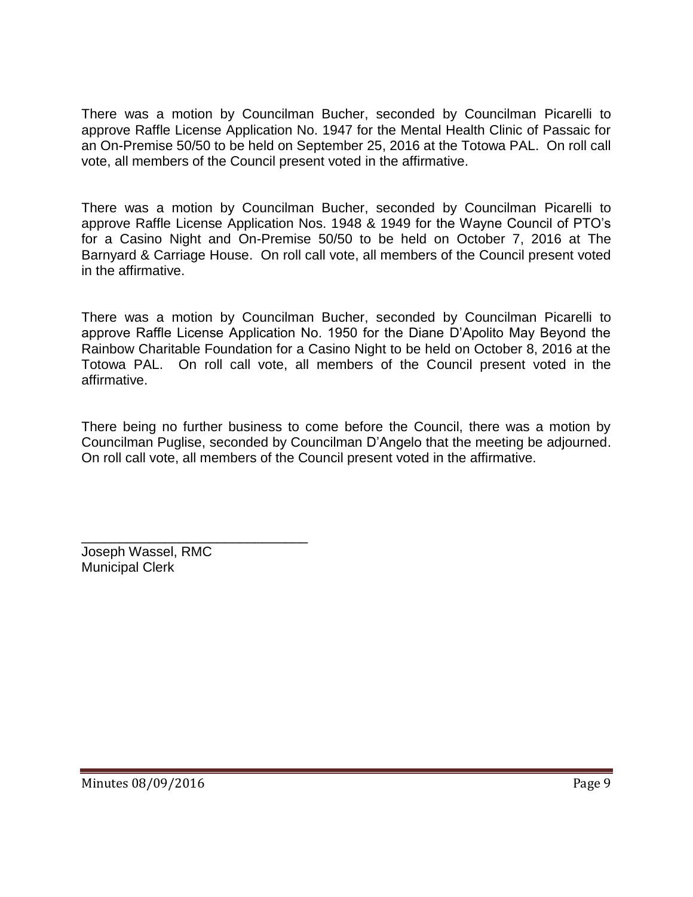There was a motion by Councilman Bucher, seconded by Councilman Picarelli to approve Raffle License Application No. 1947 for the Mental Health Clinic of Passaic for an On-Premise 50/50 to be held on September 25, 2016 at the Totowa PAL. On roll call vote, all members of the Council present voted in the affirmative.

There was a motion by Councilman Bucher, seconded by Councilman Picarelli to approve Raffle License Application Nos. 1948 & 1949 for the Wayne Council of PTO's for a Casino Night and On-Premise 50/50 to be held on October 7, 2016 at The Barnyard & Carriage House. On roll call vote, all members of the Council present voted in the affirmative.

There was a motion by Councilman Bucher, seconded by Councilman Picarelli to approve Raffle License Application No. 1950 for the Diane D'Apolito May Beyond the Rainbow Charitable Foundation for a Casino Night to be held on October 8, 2016 at the Totowa PAL. On roll call vote, all members of the Council present voted in the affirmative.

There being no further business to come before the Council, there was a motion by Councilman Puglise, seconded by Councilman D'Angelo that the meeting be adjourned. On roll call vote, all members of the Council present voted in the affirmative.

\_\_\_\_\_\_\_\_\_\_\_\_\_\_\_\_\_\_\_\_\_\_\_\_\_\_\_\_\_\_

Joseph Wassel, RMC
Municipal Clerk